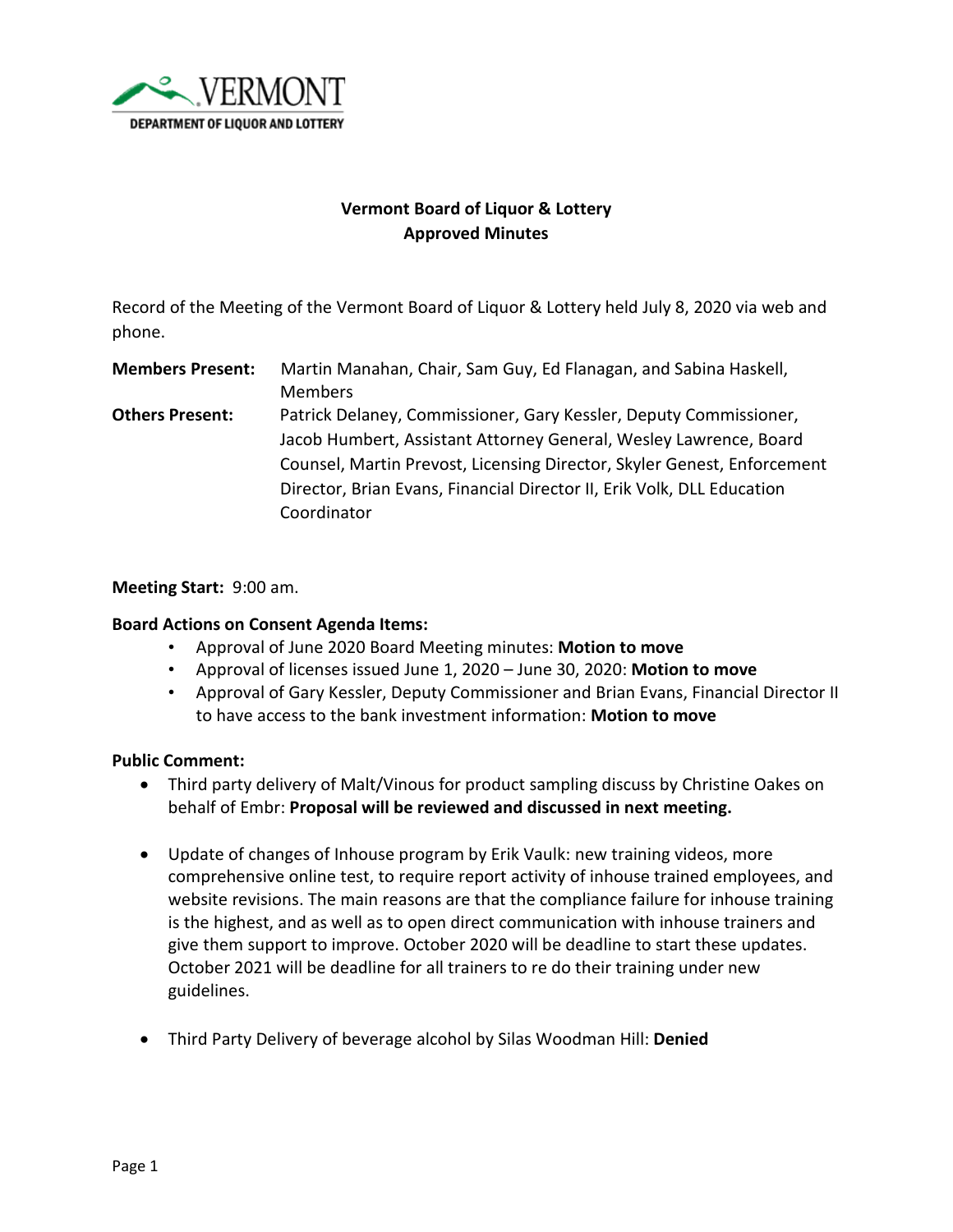VERMONT
DEPARTMENT OF LIQUOR AND LOTTERY

**Vermont Board of Liquor & Lottery**
**Approved Minutes**

Record of the Meeting of the Vermont Board of Liquor & Lottery held July 8, 2020 via web and phone.

**Members Present:** Martin Manahan, Chair, Sam Guy, Ed Flanagan, and Sabina Haskell, Members

**Others Present:** Patrick Delaney, Commissioner, Gary Kessler, Deputy Commissioner, Jacob Humbert, Assistant Attorney General, Wesley Lawrence, Board Counsel, Martin Prevost, Licensing Director, Skyler Genest, Enforcement Director, Brian Evans, Financial Director II, Erik Volk, DLL Education Coordinator

**Meeting Start:** 9:00 am.

**Board Actions on Consent Agenda Items:**

- Approval of June 2020 Board Meeting minutes: **Motion to move**
- Approval of licenses issued June 1, 2020 – June 30, 2020: **Motion to move**
- Approval of Gary Kessler, Deputy Commissioner and Brian Evans, Financial Director II to have access to the bank investment information: **Motion to move**

**Public Comment:**

- Third party delivery of Malt/Vinous for product sampling discuss by Christine Oakes on behalf of Embr: **Proposal will be reviewed and discussed in next meeting.**

- Update of changes of Inhouse program by Erik Vaulk: new training videos, more comprehensive online test, to require report activity of inhouse trained employees, and website revisions. The main reasons are that the compliance failure for inhouse training is the highest, and as well as to open direct communication with inhouse trainers and give them support to improve. October 2020 will be deadline to start these updates. October 2021 will be deadline for all trainers to re do their training under new guidelines.

- Third Party Delivery of beverage alcohol by Silas Woodman Hill: **Denied**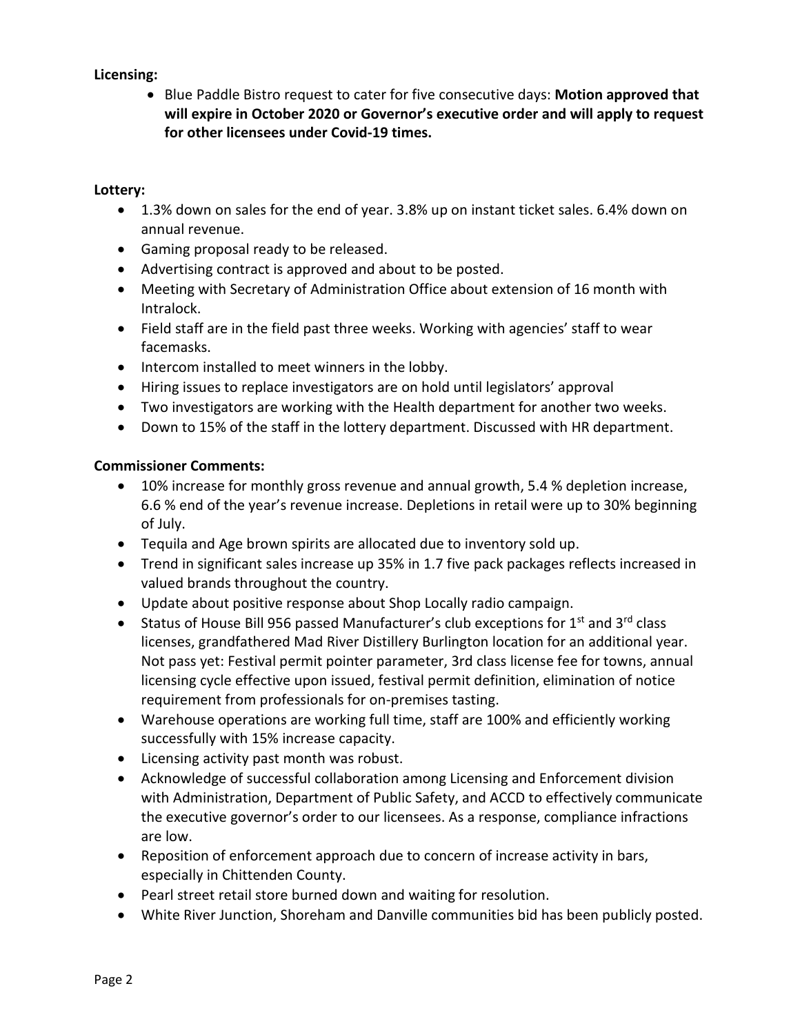**Licensing:**

- Blue Paddle Bistro request to cater for five consecutive days: **Motion approved that will expire in October 2020 or Governor's executive order and will apply to request for other licensees under Covid-19 times.**

**Lottery:**

- 1.3% down on sales for the end of year. 3.8% up on instant ticket sales. 6.4% down on annual revenue.
- Gaming proposal ready to be released.
- Advertising contract is approved and about to be posted.
- Meeting with Secretary of Administration Office about extension of 16 month with Intralock.
- Field staff are in the field past three weeks. Working with agencies' staff to wear facemasks.
- Intercom installed to meet winners in the lobby.
- Hiring issues to replace investigators are on hold until legislators' approval
- Two investigators are working with the Health department for another two weeks.
- Down to 15% of the staff in the lottery department. Discussed with HR department.

**Commissioner Comments:**

- 10% increase for monthly gross revenue and annual growth, 5.4 % depletion increase, 6.6 % end of the year's revenue increase. Depletions in retail were up to 30% beginning of July.
- Tequila and Age brown spirits are allocated due to inventory sold up.
- Trend in significant sales increase up 35% in 1.7 five pack packages reflects increased in valued brands throughout the country.
- Update about positive response about Shop Locally radio campaign.
- Status of House Bill 956 passed Manufacturer's club exceptions for 1st and 3rd class licenses, grandfathered Mad River Distillery Burlington location for an additional year. Not pass yet: Festival permit pointer parameter, 3rd class license fee for towns, annual licensing cycle effective upon issued, festival permit definition, elimination of notice requirement from professionals for on-premises tasting.
- Warehouse operations are working full time, staff are 100% and efficiently working successfully with 15% increase capacity.
- Licensing activity past month was robust.
- Acknowledge of successful collaboration among Licensing and Enforcement division with Administration, Department of Public Safety, and ACCD to effectively communicate the executive governor's order to our licensees. As a response, compliance infractions are low.
- Reposition of enforcement approach due to concern of increase activity in bars, especially in Chittenden County.
- Pearl street retail store burned down and waiting for resolution.
- White River Junction, Shoreham and Danville communities bid has been publicly posted.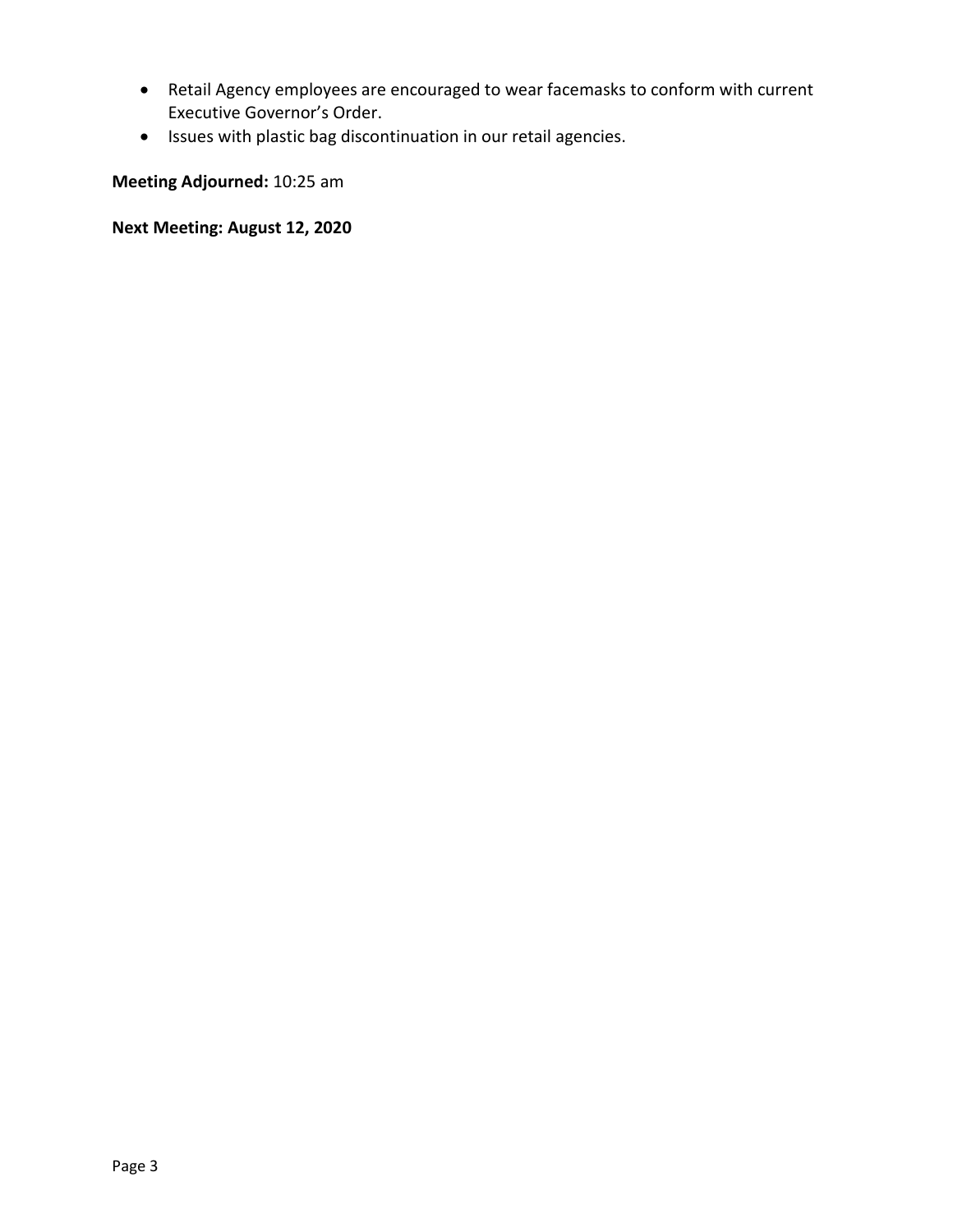- Retail Agency employees are encouraged to wear facemasks to conform with current Executive Governor's Order.
- Issues with plastic bag discontinuation in our retail agencies.

**Meeting Adjourned:** 10:25 am

**Next Meeting: August 12, 2020**